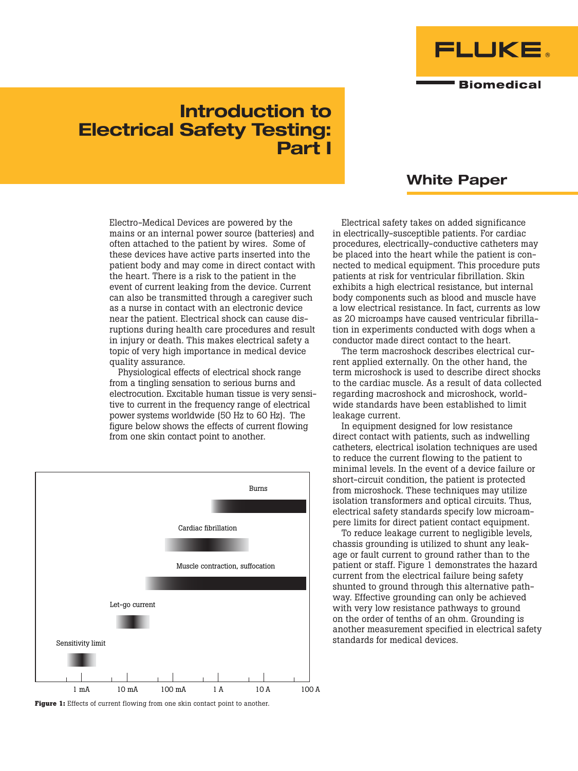FLUKE®

Biomedical

# Introduction to Electrical Safety Testing: Part I

## White Paper

Electro-Medical Devices are powered by the mains or an internal power source (batteries) and often attached to the patient by wires. Some of these devices have active parts inserted into the patient body and may come in direct contact with the heart. There is a risk to the patient in the event of current leaking from the device. Current can also be transmitted through a caregiver such as a nurse in contact with an electronic device near the patient. Electrical shock can cause disruptions during health care procedures and result in injury or death. This makes electrical safety a topic of very high importance in medical device quality assurance.

Physiological effects of electrical shock range from a tingling sensation to serious burns and electrocution. Excitable human tissue is very sensitive to current in the frequency range of electrical power systems worldwide (50 Hz to 60 Hz). The figure below shows the effects of current flowing from one skin contact point to another.

Burns

Cardiac fibrillation

Muscle contraction, suffocation

Let-go current

Sensitivity limit

1 mA | 10 mA | 100 mA | 1 A | 10 A | 100 A

**Figure 1:** Effects of current flowing from one skin contact point to another.

Electrical safety takes on added significance in electrically-susceptible patients. For cardiac procedures, electrically-conductive catheters may be placed into the heart while the patient is connected to medical equipment. This procedure puts patients at risk for ventricular fibrillation. Skin exhibits a high electrical resistance, but internal body components such as blood and muscle have a low electrical resistance. In fact, currents as low as 20 microamps have caused ventricular fibrillation in experiments conducted with dogs when a conductor made direct contact to the heart.

The term macroshock describes electrical current applied externally. On the other hand, the term microshock is used to describe direct shocks to the cardiac muscle. As a result of data collected regarding macroshock and microshock, worldwide standards have been established to limit leakage current.

In equipment designed for low resistance direct contact with patients, such as indwelling catheters, electrical isolation techniques are used to reduce the current flowing to the patient to minimal levels. In the event of a device failure or short-circuit condition, the patient is protected from microshock. These techniques may utilize isolation transformers and optical circuits. Thus, electrical safety standards specify low microampere limits for direct patient contact equipment.

To reduce leakage current to negligible levels, chassis grounding is utilized to shunt any leakage or fault current to ground rather than to the patient or staff. Figure 1 demonstrates the hazard current from the electrical failure being safety shunted to ground through this alternative pathway. Effective grounding can only be achieved with very low resistance pathways to ground on the order of tenths of an ohm. Grounding is another measurement specified in electrical safety standards for medical devices.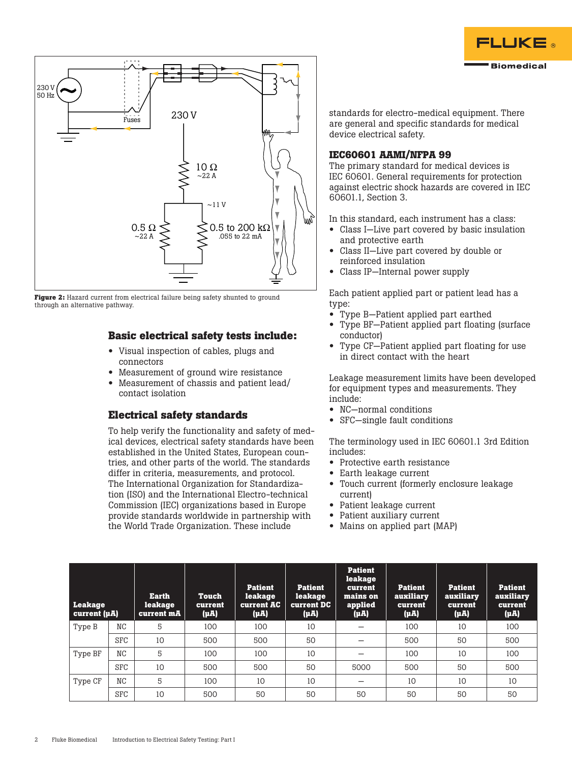**Figure 2:** Hazard current from electrical failure being safety shunted to ground through an alternative pathway.

## Basic electrical safety tests include:

- Visual inspection of cables, plugs and connectors
- Measurement of ground wire resistance
- Measurement of chassis and patient lead/contact isolation

## Electrical safety standards

To help verify the functionality and safety of medical devices, electrical safety standards have been established in the United States, European countries, and other parts of the world. The standards differ in criteria, measurements, and protocol. The International Organization for Standardization (ISO) and the International Electro-technical Commission (IEC) organizations based in Europe provide standards worldwide in partnership with the World Trade Organization. These include standards for electro-medical equipment. There are general and specific standards for medical device electrical safety.

### IEC60601 AAMI/NFPA 99

The primary standard for medical devices is IEC 60601. General requirements for protection against electric shock hazards are covered in IEC 60601.1, Section 3.

In this standard, each instrument has a class:

- Class I—Live part covered by basic insulation and protective earth
- Class II—Live part covered by double or reinforced insulation
- Class IP—Internal power supply

Each patient applied part or patient lead has a type:

- Type B—Patient applied part earthed
- Type BF—Patient applied part floating (surface conductor)
- Type CF—Patient applied part floating for use in direct contact with the heart

Leakage measurement limits have been developed for equipment types and measurements. They include:

- NC—normal conditions
- SFC—single fault conditions

The terminology used in IEC 60601.1 3rd Edition includes:

- Protective earth resistance
- Earth leakage current
- Touch current (formerly enclosure leakage current)
- Patient leakage current
- Patient auxiliary current
- Mains on applied part (MAP)

| Leakage current (µA) | | Earth leakage current mA | Touch current (µA) | Patient leakage current AC (µA) | Patient leakage current DC (µA) | Patient leakage current mains on applied (µA) | Patient auxiliary current (µA) | Patient auxiliary current (µA) | Patient auxiliary current (µA) |
|---|---|---|---|---|---|---|---|---|---|
| Type B | NC | 5 | 100 | 100 | 10 | — | 100 | 10 | 100 |
| | SFC | 10 | 500 | 500 | 50 | — | 500 | 50 | 500 |
| Type BF | NC | 5 | 100 | 100 | 10 | — | 100 | 10 | 100 |
| | SFC | 10 | 500 | 500 | 50 | 5000 | 500 | 50 | 500 |
| Type CF | NC | 5 | 100 | 10 | 10 | — | 10 | 10 | 10 |
| | SFC | 10 | 500 | 50 | 50 | 50 | 50 | 50 | 50 |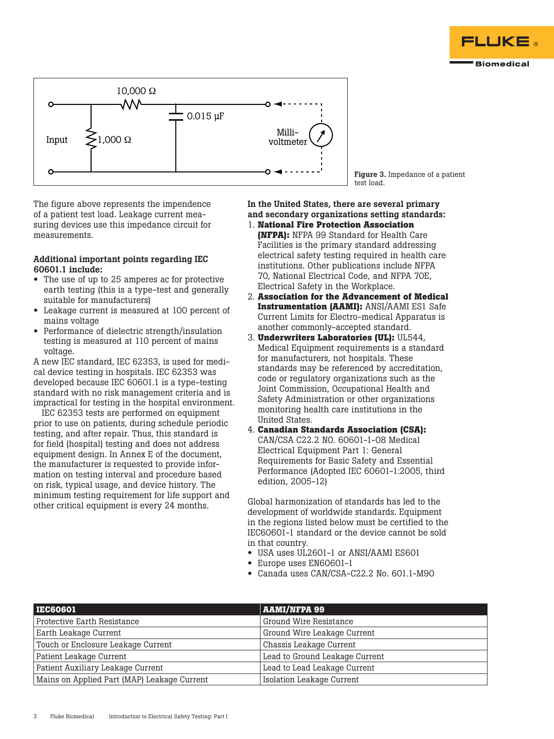Figure 3. Impedance of a patient test load.

The figure above represents the impendence of a patient test load. Leakage current measuring devices use this impedance circuit for measurements.

**Additional important points regarding IEC 60601.1 include:**

- The use of up to 25 amperes ac for protective earth testing (this is a type-test and generally suitable for manufacturers)
- Leakage current is measured at 100 percent of mains voltage
- Performance of dielectric strength/insulation testing is measured at 110 percent of mains voltage.

A new IEC standard, IEC 62353, is used for medical device testing in hospitals. IEC 62353 was developed because IEC 60601.1 is a type-testing standard with no risk management criteria and is impractical for testing in the hospital environment.

IEC 62353 tests are performed on equipment prior to use on patients, during schedule periodic testing, and after repair. Thus, this standard is for field (hospital) testing and does not address equipment design. In Annex E of the document, the manufacturer is requested to provide information on testing interval and procedure based on risk, typical usage, and device history. The minimum testing requirement for life support and other critical equipment is every 24 months.

**In the United States, there are several primary and secondary organizations setting standards:**

1. **National Fire Protection Association (NFPA):** NFPA 99 Standard for Health Care Facilities is the primary standard addressing electrical safety testing required in health care institutions. Other publications include NFPA 70, National Electrical Code, and NFPA 70E, Electrical Safety in the Workplace.
2. **Association for the Advancement of Medical Instrumentation (AAMI):** ANSI/AAMI ES1 Safe Current Limits for Electro-medical Apparatus is another commonly-accepted standard.
3. **Underwriters Laboratories (UL):** UL544, Medical Equipment requirements is a standard for manufacturers, not hospitals. These standards may be referenced by accreditation, code or regulatory organizations such as the Joint Commission, Occupational Health and Safety Administration or other organizations monitoring health care institutions in the United States.
4. **Canadian Standards Association (CSA):** CAN/CSA C22.2 NO. 60601-1-08 Medical Electrical Equipment Part 1: General Requirements for Basic Safety and Essential Performance (Adopted IEC 60601-1:2005, third edition, 2005-12)

Global harmonization of standards has led to the development of worldwide standards. Equipment in the regions listed below must be certified to the IEC60601-1 standard or the device cannot be sold in that country.

- USA uses UL2601-1 or ANSI/AAMI ES601
- Europe uses EN60601-1
- Canada uses CAN/CSA-C22.2 No. 601.1-M90

| IEC60601 | AAMI/NFPA 99 |
|---|---|
| Protective Earth Resistance | Ground Wire Resistance |
| Earth Leakage Current | Ground Wire Leakage Current |
| Touch or Enclosure Leakage Current | Chassis Leakage Current |
| Patient Leakage Current | Lead to Ground Leakage Current |
| Patient Auxiliary Leakage Current | Lead to Lead Leakage Current |
| Mains on Applied Part (MAP) Leakage Current | Isolation Leakage Current |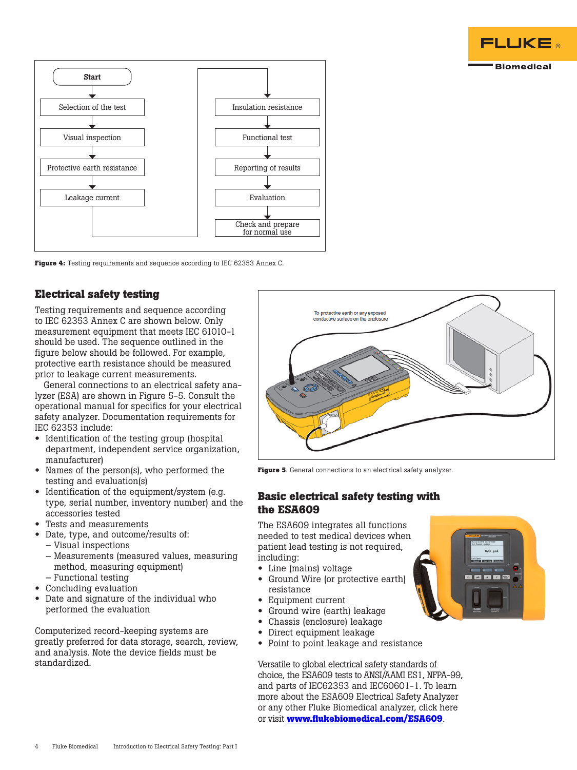Figure 4: Testing requirements and sequence according to IEC 62353 Annex C.

## Electrical safety testing

Testing requirements and sequence according to IEC 62353 Annex C are shown below. Only measurement equipment that meets IEC 61010-1 should be used. The sequence outlined in the figure below should be followed. For example, protective earth resistance should be measured prior to leakage current measurements.

General connections to an electrical safety analyzer (ESA) are shown in Figure 5-5. Consult the operational manual for specifics for your electrical safety analyzer. Documentation requirements for IEC 62353 include:

- Identification of the testing group (hospital department, independent service organization, manufacturer)
- Names of the person(s), who performed the testing and evaluation(s)
- Identification of the equipment/system (e.g. type, serial number, inventory number) and the accessories tested
- Tests and measurements
- Date, type, and outcome/results of:
  - Visual inspections
  - Measurements (measured values, measuring method, measuring equipment)
  - Functional testing
- Concluding evaluation
- Date and signature of the individual who performed the evaluation

Computerized record-keeping systems are greatly preferred for data storage, search, review, and analysis. Note the device fields must be standardized.

**Figure 5**. General connections to an electrical safety analyzer.

## Basic electrical safety testing with the ESA609

The ESA609 integrates all functions needed to test medical devices when patient lead testing is not required, including:

- Line (mains) voltage
- Ground Wire (or protective earth) resistance
- Equipment current
- Ground wire (earth) leakage
- Chassis (enclosure) leakage
- Direct equipment leakage
- Point to point leakage and resistance

Versatile to global electrical safety standards of choice, the ESA609 tests to ANSI/AAMI ES1, NFPA-99, and parts of IEC62353 and IEC60601-1. To learn more about the ESA609 Electrical Safety Analyzer or any other Fluke Biomedical analyzer, click here or visit **www.flukebiomedical.com/ESA609**.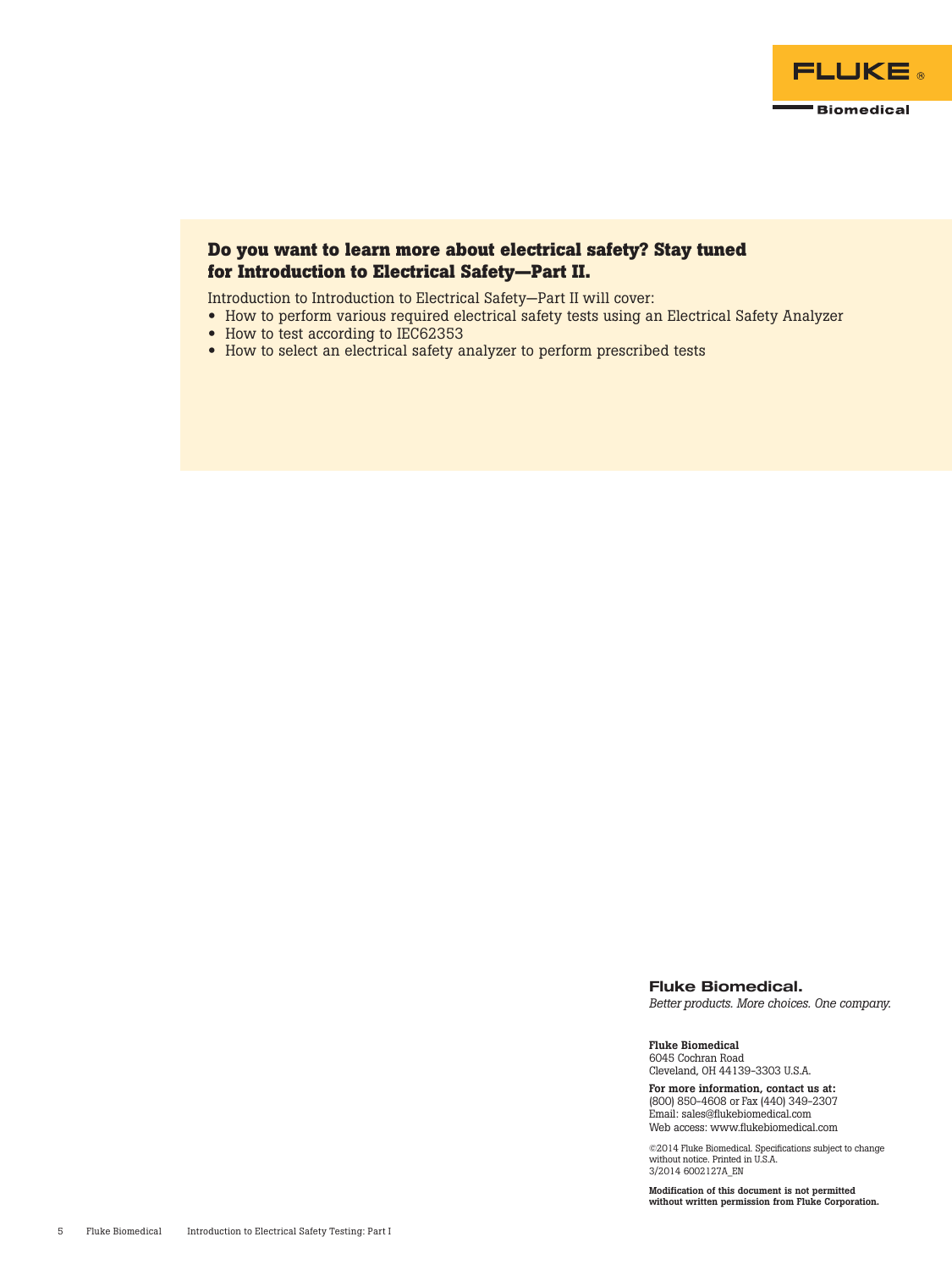**Do you want to learn more about electrical safety? Stay tuned for Introduction to Electrical Safety—Part II.**

Introduction to Introduction to Electrical Safety—Part II will cover:

- How to perform various required electrical safety tests using an Electrical Safety Analyzer
- How to test according to IEC62353
- How to select an electrical safety analyzer to perform prescribed tests

**Fluke Biomedical.**
*Better products. More choices. One company.*

**Fluke Biomedical**
6045 Cochran Road
Cleveland, OH 44139-3303 U.S.A.

**For more information, contact us at:**
(800) 850-4608 or Fax (440) 349-2307
Email: sales@flukebiomedical.com
Web access: www.flukebiomedical.com

©2014 Fluke Biomedical. Specifications subject to change without notice. Printed in U.S.A.
3/2014 6002127A_EN

**Modification of this document is not permitted without written permission from Fluke Corporation.**